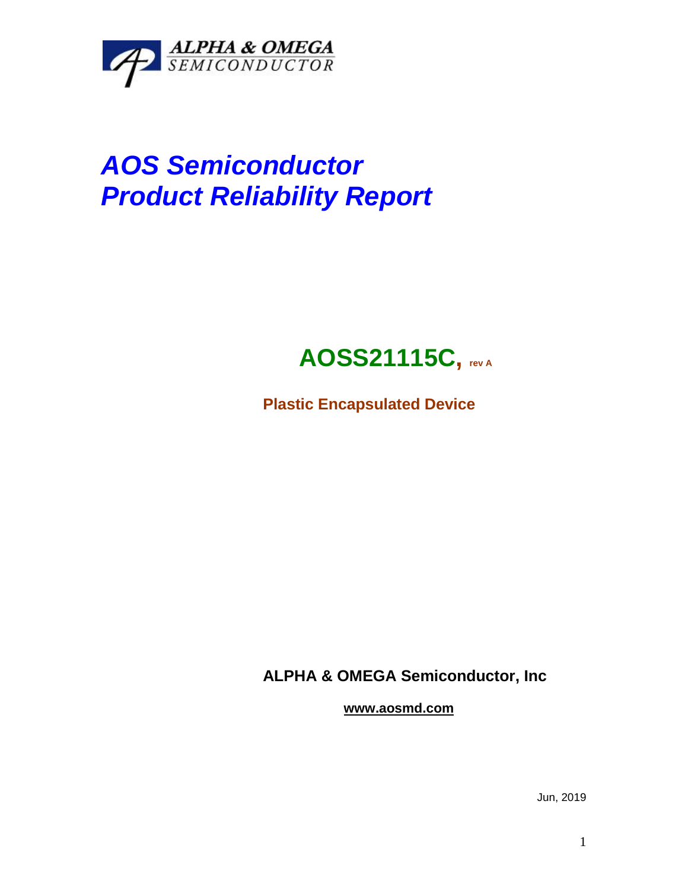ALPHA & OMEGA
SEMICONDUCTOR

# *AOS Semiconductor*
# *Product Reliability Report*

## AOSS21115C, rev A

**Plastic Encapsulated Device**

**ALPHA & OMEGA Semiconductor, Inc**

**www.aosmd.com**

Jun, 2019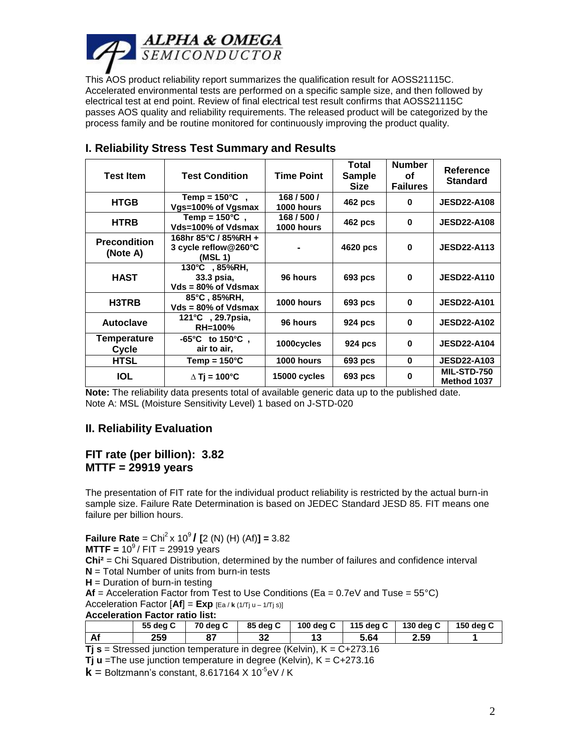ALPHA & OMEGA SEMICONDUCTOR

This AOS product reliability report summarizes the qualification result for AOSS21115C. Accelerated environmental tests are performed on a specific sample size, and then followed by electrical test at end point. Review of final electrical test result confirms that AOSS21115C passes AOS quality and reliability requirements. The released product will be categorized by the process family and be routine monitored for continuously improving the product quality.

## I. Reliability Stress Test Summary and Results

| Test Item | Test Condition | Time Point | Total Sample Size | Number of Failures | Reference Standard |
|---|---|---|---|---|---|
| HTGB | Temp = 150°C , Vgs=100% of Vgsmax | 168 / 500 / 1000 hours | 462 pcs | 0 | JESD22-A108 |
| HTRB | Temp = 150°C , Vds=100% of Vdsmax | 168 / 500 / 1000 hours | 462 pcs | 0 | JESD22-A108 |
| Precondition (Note A) | 168hr 85°C / 85%RH + 3 cycle reflow@260°C (MSL 1) | - | 4620 pcs | 0 | JESD22-A113 |
| HAST | 130°C , 85%RH, 33.3 psia, Vds = 80% of Vdsmax | 96 hours | 693 pcs | 0 | JESD22-A110 |
| H3TRB | 85°C , 85%RH, Vds = 80% of Vdsmax | 1000 hours | 693 pcs | 0 | JESD22-A101 |
| Autoclave | 121°C , 29.7psia, RH=100% | 96 hours | 924 pcs | 0 | JESD22-A102 |
| Temperature Cycle | -65°C to 150°C , air to air, | 1000cycles | 924 pcs | 0 | JESD22-A104 |
| HTSL | Temp = 150°C | 1000 hours | 693 pcs | 0 | JESD22-A103 |
| IOL | $\Delta$ Tj = 100°C | 15000 cycles | 693 pcs | 0 | MIL-STD-750 Method 1037 |

**Note:** The reliability data presents total of available generic data up to the published date.
Note A: MSL (Moisture Sensitivity Level) 1 based on J-STD-020

## II. Reliability Evaluation

### FIT rate (per billion): 3.82
### MTTF = 29919 years

The presentation of FIT rate for the individual product reliability is restricted by the actual burn-in sample size. Failure Rate Determination is based on JEDEC Standard JESD 85. FIT means one failure per billion hours.

**Failure Rate** = $Chi^2 \times 10^9$ **/ [**2 (N) (H) (Af)**] =** 3.82

**MTTF =** $10^9$ / FIT = 29919 years

**Chi²** = Chi Squared Distribution, determined by the number of failures and confidence interval

**N** = Total Number of units from burn-in tests

**H** = Duration of burn-in testing

**Af** = Acceleration Factor from Test to Use Conditions (Ea = 0.7eV and Tuse = 55°C)

Acceleration Factor [**Af**] = **Exp** [Ea / **k** (1/Tj u – 1/Tj s)]

**Acceleration Factor ratio list:**

| | 55 deg C | 70 deg C | 85 deg C | 100 deg C | 115 deg C | 130 deg C | 150 deg C |
|---|---|---|---|---|---|---|---|
| Af | 259 | 87 | 32 | 13 | 5.64 | 2.59 | 1 |

**Tj s** = Stressed junction temperature in degree (Kelvin), K = C+273.16

**Tj u** =The use junction temperature in degree (Kelvin), K = C+273.16

**k** = Boltzmann's constant, 8.617164 X $10^{-5}$eV / K